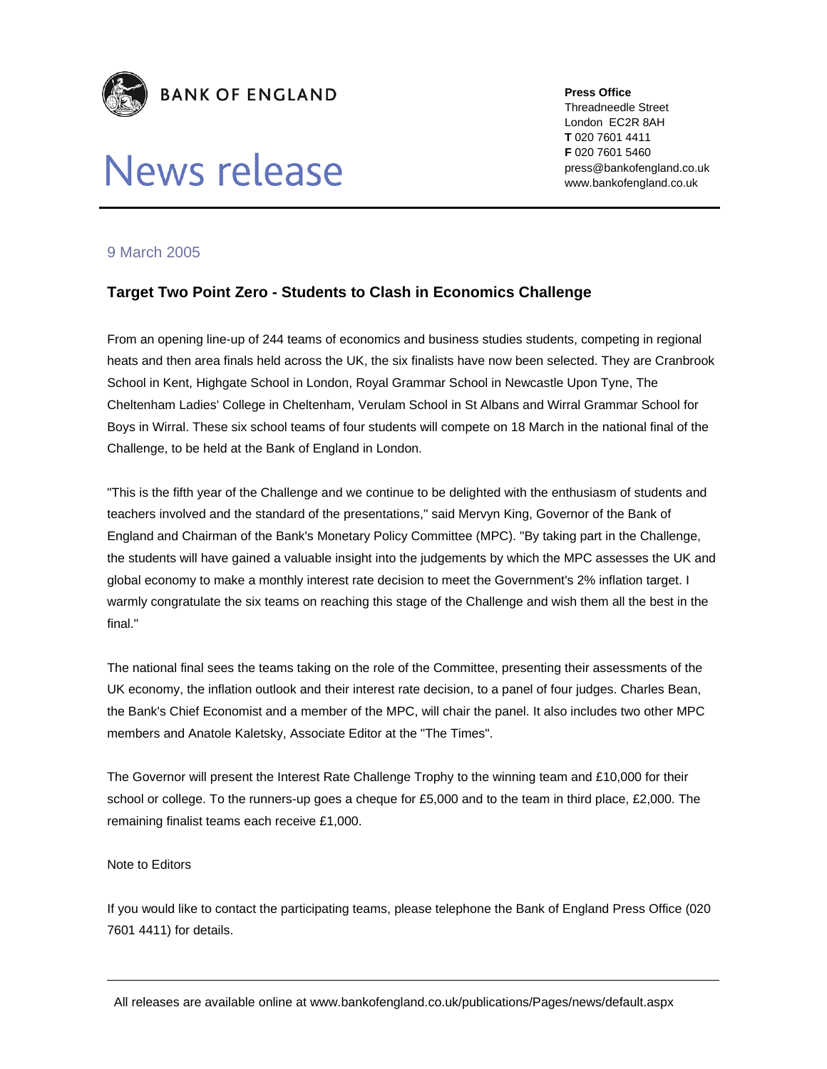**BANK OF ENGLAND**

# News release

**Press Office**
Threadneedle Street
London EC2R 8AH
**T** 020 7601 4411
**F** 020 7601 5460
press@bankofengland.co.uk
www.bankofengland.co.uk

9 March 2005

## Target Two Point Zero - Students to Clash in Economics Challenge

From an opening line-up of 244 teams of economics and business studies students, competing in regional heats and then area finals held across the UK, the six finalists have now been selected. They are Cranbrook School in Kent, Highgate School in London, Royal Grammar School in Newcastle Upon Tyne, The Cheltenham Ladies' College in Cheltenham, Verulam School in St Albans and Wirral Grammar School for Boys in Wirral. These six school teams of four students will compete on 18 March in the national final of the Challenge, to be held at the Bank of England in London.

"This is the fifth year of the Challenge and we continue to be delighted with the enthusiasm of students and teachers involved and the standard of the presentations," said Mervyn King, Governor of the Bank of England and Chairman of the Bank's Monetary Policy Committee (MPC). "By taking part in the Challenge, the students will have gained a valuable insight into the judgements by which the MPC assesses the UK and global economy to make a monthly interest rate decision to meet the Government's 2% inflation target. I warmly congratulate the six teams on reaching this stage of the Challenge and wish them all the best in the final."

The national final sees the teams taking on the role of the Committee, presenting their assessments of the UK economy, the inflation outlook and their interest rate decision, to a panel of four judges. Charles Bean, the Bank's Chief Economist and a member of the MPC, will chair the panel. It also includes two other MPC members and Anatole Kaletsky, Associate Editor at the "The Times".

The Governor will present the Interest Rate Challenge Trophy to the winning team and £10,000 for their school or college. To the runners-up goes a cheque for £5,000 and to the team in third place, £2,000. The remaining finalist teams each receive £1,000.

Note to Editors

If you would like to contact the participating teams, please telephone the Bank of England Press Office (020 7601 4411) for details.

All releases are available online at www.bankofengland.co.uk/publications/Pages/news/default.aspx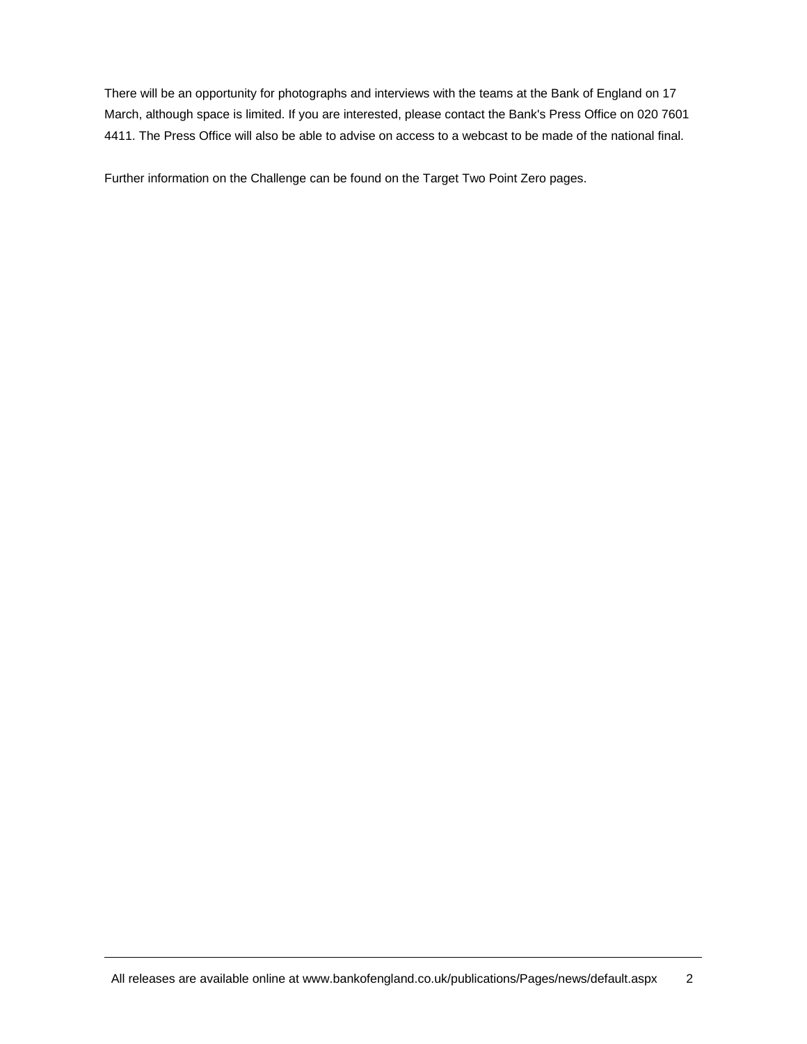There will be an opportunity for photographs and interviews with the teams at the Bank of England on 17 March, although space is limited. If you are interested, please contact the Bank's Press Office on 020 7601 4411. The Press Office will also be able to advise on access to a webcast to be made of the national final.

Further information on the Challenge can be found on the Target Two Point Zero pages.